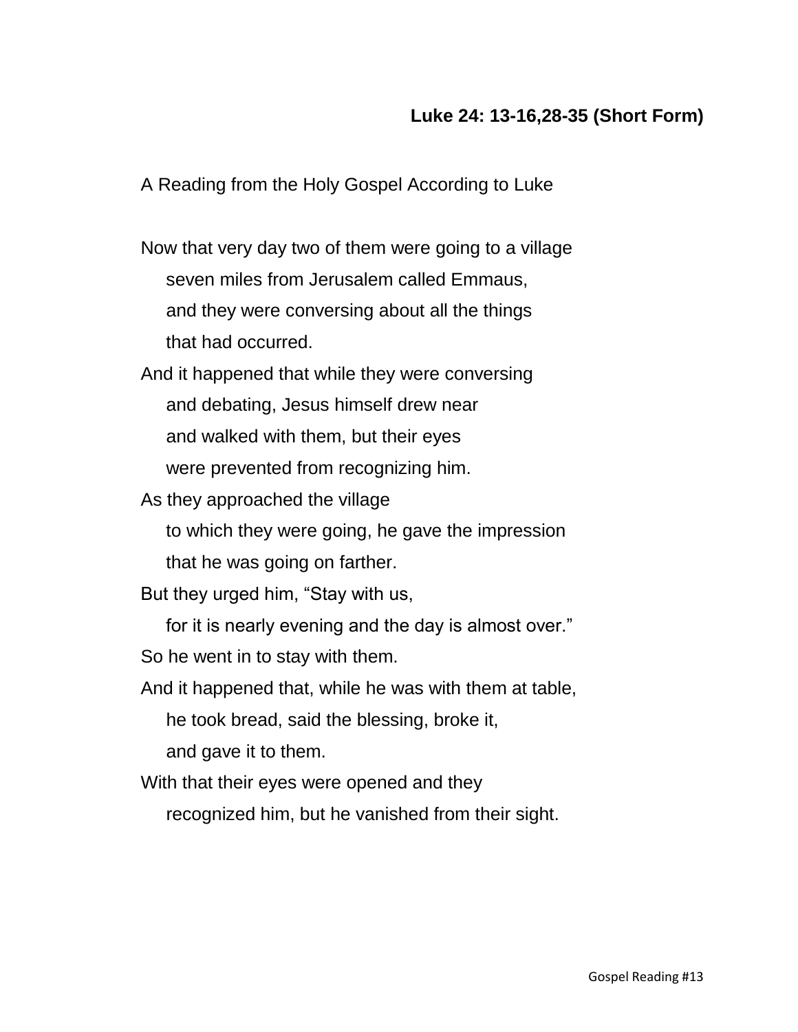**Luke 24: 13-16,28-35 (Short Form)**

A Reading from the Holy Gospel According to Luke

Now that very day two of them were going to a village
seven miles from Jerusalem called Emmaus,
and they were conversing about all the things
that had occurred.
And it happened that while they were conversing
and debating, Jesus himself drew near
and walked with them, but their eyes
were prevented from recognizing him.
As they approached the village
to which they were going, he gave the impression
that he was going on farther.
But they urged him, “Stay with us,
for it is nearly evening and the day is almost over.”
So he went in to stay with them.
And it happened that, while he was with them at table,
he took bread, said the blessing, broke it,
and gave it to them.
With that their eyes were opened and they
recognized him, but he vanished from their sight.

Gospel Reading #13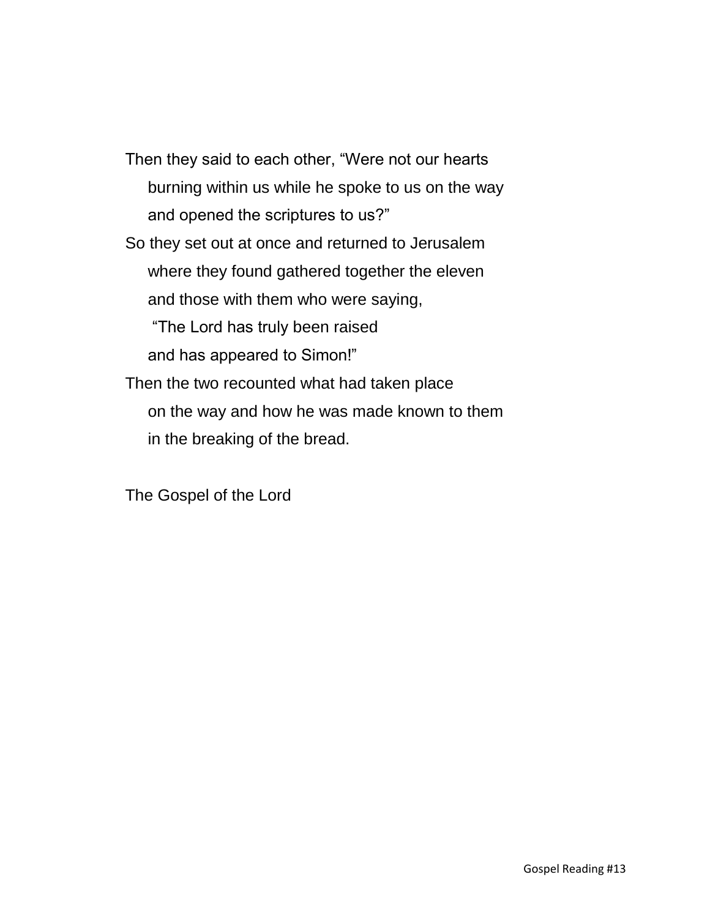Then they said to each other, “Were not our hearts
burning within us while he spoke to us on the way
and opened the scriptures to us?”
So they set out at once and returned to Jerusalem
where they found gathered together the eleven
and those with them who were saying,
“The Lord has truly been raised
and has appeared to Simon!”
Then the two recounted what had taken place
on the way and how he was made known to them
in the breaking of the bread.

The Gospel of the Lord